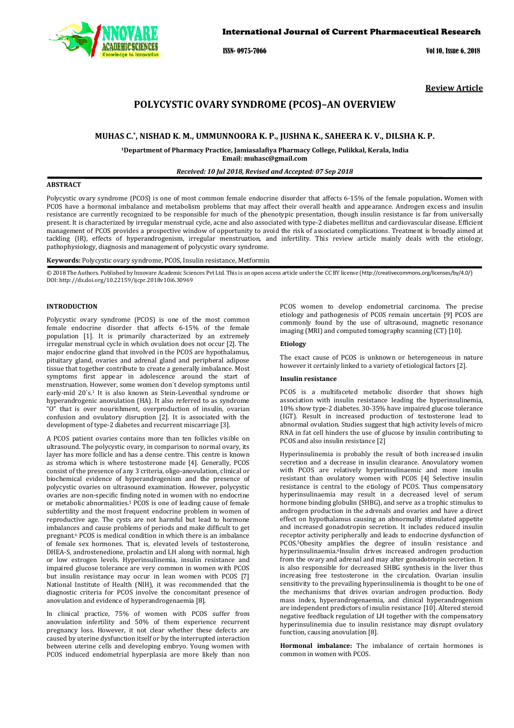**Review Article**

# POLYCYSTIC OVARY SYNDROME (PCOS)–AN OVERVIEW

**MUHAS C.*, NISHAD K. M., UMMUNNOORA K. P., JUSHNA K., SAHEERA K. V., DILSHA K. P.**

**[1]Department of Pharmacy Practice, Jamiasalafiya Pharmacy College, Pulikkal, Kerala, India**
**Email: muhasc@gmail.com**

***Received: 10 Jul 2018, Revised and Accepted: 07 Sep 2018***

## ABSTRACT

Polycystic ovary syndrome (PCOS) is one of most common female endocrine disorder that affects 6-15% of the female population**.** Women with PCOS have a hormonal imbalance and metabolism problems that may affect their overall health and appearance. Androgen excess and insulin resistance are currently recognized to be responsible for much of the phenotypic presentation, though insulin resistance is far from universally present. It is characterized by irregular menstrual cycle, acne and also associated with type-2 diabetes mellitus and cardiovascular disease. Efficient management of PCOS provides a prospective window of opportunity to avoid the risk of associated complications. Treatment is broadly aimed at tackling (IR), effects of hyperandrogenism, irregular menstruation, and infertility. This review article mainly deals with the etiology, pathophysiology, diagnosis and management of polycystic ovary syndrome.

**Keywords:** Polycystic ovary syndrome, PCOS, Insulin resistance, Metformin

© 2018 The Authors. Published by Innovare Academic Sciences Pvt Ltd. This is an open access article under the CC BY license (http://creativecommons.org/licenses/by/4.0/)
DOI: http://dx.doi.org/10.22159/ijcpr.2018v10i6.30969

## INTRODUCTION

Polycystic ovary syndrome (PCOS) is one of the most common female endocrine disorder that affects 6-15% of the female population [1]. It is primarily characterized by an extremely irregular menstrual cycle in which ovulation does not occur [2]. The major endocrine gland that involved in the PCOS are hypothalamus, pituitary gland, ovaries and adrenal gland and peripheral adipose tissue that together contribute to create a generally imbalance. Most symptoms first appear in adolescence around the start of menstruation. However, some women don`t develop symptoms until early-mid 20`s.[1] It is also known as Stein-Leventhal syndrome or hyperandrogenic anovulation (HA). It also referred to as syndrome "O" that is over nourishment, overproduction of insulin, ovarian confusion and ovulatory disruption [2]. It is associated with the development of type-2 diabetes and recurrent miscarriage [3].

A PCOS patient ovaries contains more than ten follicles visible on ultrasound. The polycystic ovary, in comparison to normal ovary, its layer has more follicle and has a dense centre. This centre is known as stroma which is where testosterone made [4]. Generally, PCOS consist of the presence of any 3 criteria, oligo-anovulation, clinical or biochemical evidence of hyperandrogenism and the presence of polycystic ovaries on ultrasound examination. However, polycystic ovaries are non-specific finding noted in women with no endocrine or metabolic abnormalities.[5] PCOS is one of leading cause of female subfertility and the most frequent endocrine problem in women of reproductive age. The cysts are not harmful but lead to hormone imbalances and cause problems of periods and make difficult to get pregnant.[6] PCOS is medical condition in which there is an imbalance of female sex hormones. That is, elevated levels of testosterone, DHEA-S, androstenedione, prolactin and LH along with normal, high or low estrogen levels. Hyperinsulinemia, insulin resistance and impaired glucose tolerance are very common in women with PCOS but insulin resistance may occur in lean women with PCOS [7] National Institute of Health (NIH), it was recommended that the diagnostic criteria for PCOS involve the concomitant presence of anovulation and evidence of hyperandrogenaemia [8].

In clinical practice, 75% of women with PCOS suffer from anovulation infertility and 50% of them experience recurrent pregnancy loss. However, it not clear whether these defects are caused by uterine dysfunction itself or by the interrupted interaction between uterine cells and developing embryo. Young women with PCOS induced endometrial hyperplasia are more likely than non PCOS women to develop endometrial carcinoma. The precise etiology and pathogenesis of PCOS remain uncertain [9] PCOS are commonly found by the use of ultrasound, magnetic resonance imaging (MRI) and computed tomography scanning (CT) [10].

### Etiology

The exact cause of PCOS is unknown or heterogeneous in nature however it certainly linked to a variety of etiological factors [2].

### Insulin resistance

PCOS is a multifaceted metabolic disorder that shows high association with insulin resistance leading the hyperinsulinemia, 10% show type-2 diabetes. 30-35% have impaired glucose tolerance (IGT). Result in increased production of testosterone lead to abnormal ovulation. Studies suggest that high activity levels of micro RNA in fat cell hinders the use of glucose by insulin contributing to PCOS and also insulin resistance [2]

Hyperinsulinemia is probably the result of both increased insulin secretion and a decrease in insulin clearance. Anovulatory women with PCOS are relatively hyperinsulinaemic and more insulin resistant than ovulatory women with PCOS [4] Selective insulin resistance is central to the etiology of PCOS. Thus compensatory hyperinsulinaemia may result in a decreased level of serum hormone binding globulin (SHBG), and serve as a trophic stimulus to androgen production in the adrenals and ovaries and have a direct effect on hypothalamus causing an abnormally stimulated appetite and increased gonadotropin secretion. It includes reduced insulin receptor activity peripherally and leads to endocrine dysfunction of PCOS.[5]Obesity amplifies the degree of insulin resistance and hyperinsulinaemia.[6]Insulin drives increased androgen production from the ovary and adrenal and may alter gonadotropin secretion. It is also responsible for decreased SHBG synthesis in the liver thus increasing free testosterone in the circulation. Ovarian insulin sensitivity to the prevailing hyperinsulinemia is thought to be one of the mechanisms that drives ovarian androgen production. Body mass index, hyperandrogenaemia, and clinical hyperandrogenism are independent predictors of insulin resistance [10]. Altered steroid negative feedback regulation of LH together with the compensatory hyperinsulinemia due to insulin resistance may disrupt ovulatory function, causing anovulation [8].

**Hormonal imbalance:** The imbalance of certain hormones is common in women with PCOS.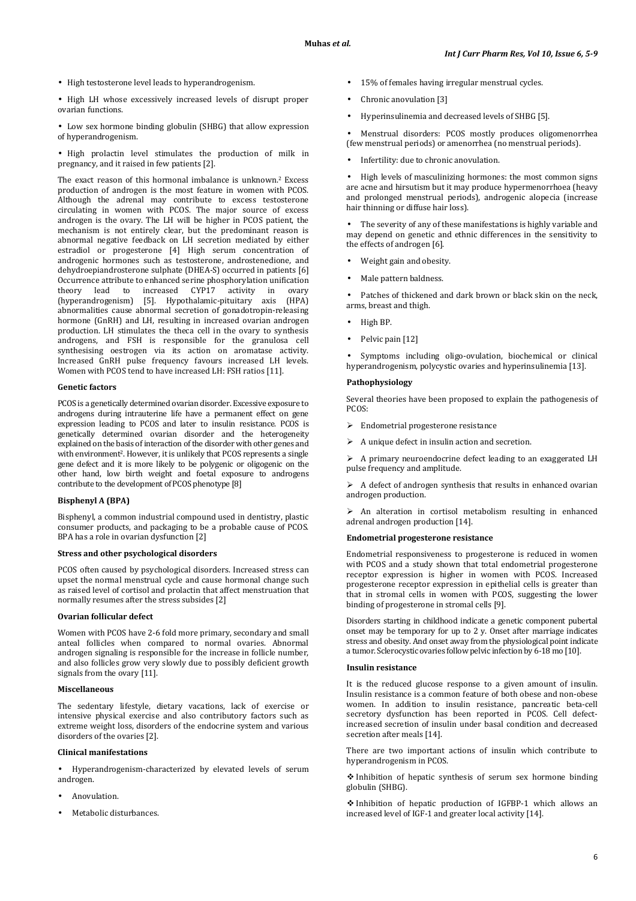- High testosterone level leads to hyperandrogenism.
- High LH whose excessively increased levels of disrupt proper ovarian functions.
- Low sex hormone binding globulin (SHBG) that allow expression of hyperandrogenism.
- High prolactin level stimulates the production of milk in pregnancy, and it raised in few patients [2].

The exact reason of this hormonal imbalance is unknown.[2] Excess production of androgen is the most feature in women with PCOS. Although the adrenal may contribute to excess testosterone circulating in women with PCOS. The major source of excess androgen is the ovary. The LH will be higher in PCOS patient, the mechanism is not entirely clear, but the predominant reason is abnormal negative feedback on LH secretion mediated by either estradiol or progesterone [4] High serum concentration of androgenic hormones such as testosterone, androstenedione, and dehydroepiandrosterone sulphate (DHEA-S) occurred in patients [6] Occurrence attribute to enhanced serine phosphorylation unification theory lead to increased CYP17 activity in ovary (hyperandrogenism) [5]. Hypothalamic-pituitary axis (HPA) abnormalities cause abnormal secretion of gonadotropin-releasing hormone (GnRH) and LH, resulting in increased ovarian androgen production. LH stimulates the theca cell in the ovary to synthesis androgens, and FSH is responsible for the granulosa cell synthesising oestrogen via its action on aromatase activity. Increased GnRH pulse frequency favours increased LH levels. Women with PCOS tend to have increased LH: FSH ratios [11].

**Genetic factors**

PCOS is a genetically determined ovarian disorder. Excessive exposure to androgens during intrauterine life have a permanent effect on gene expression leading to PCOS and later to insulin resistance. PCOS is genetically determined ovarian disorder and the heterogeneity explained on the basis of interaction of the disorder with other genes and with environment[2]. However, it is unlikely that PCOS represents a single gene defect and it is more likely to be polygenic or oligogenic on the other hand, low birth weight and foetal exposure to androgens contribute to the development of PCOS phenotype [8]

**Bisphenyl A (BPA)**

Bisphenyl, a common industrial compound used in dentistry, plastic consumer products, and packaging to be a probable cause of PCOS. BPA has a role in ovarian dysfunction [2]

**Stress and other psychological disorders**

PCOS often caused by psychological disorders. Increased stress can upset the normal menstrual cycle and cause hormonal change such as raised level of cortisol and prolactin that affect menstruation that normally resumes after the stress subsides [2]

**Ovarian follicular defect**

Women with PCOS have 2-6 fold more primary, secondary and small anteal follicles when compared to normal ovaries. Abnormal androgen signaling is responsible for the increase in follicle number, and also follicles grow very slowly due to possibly deficient growth signals from the ovary [11].

**Miscellaneous**

The sedentary lifestyle, dietary vacations, lack of exercise or intensive physical exercise and also contributory factors such as extreme weight loss, disorders of the endocrine system and various disorders of the ovaries [2].

**Clinical manifestations**

- Hyperandrogenism-characterized by elevated levels of serum androgen.
- Anovulation.
- Metabolic disturbances.
- 15% of females having irregular menstrual cycles.
- Chronic anovulation [3]
- Hyperinsulinemia and decreased levels of SHBG [5].
- Menstrual disorders: PCOS mostly produces oligomenorrhea (few menstrual periods) or amenorrhea (no menstrual periods).
- Infertility: due to chronic anovulation.
- High levels of masculinizing hormones: the most common signs are acne and hirsutism but it may produce hypermenorrhoea (heavy and prolonged menstrual periods), androgenic alopecia (increase hair thinning or diffuse hair loss).
- The severity of any of these manifestations is highly variable and may depend on genetic and ethnic differences in the sensitivity to the effects of androgen [6].
- Weight gain and obesity.
- Male pattern baldness.
- Patches of thickened and dark brown or black skin on the neck, arms, breast and thigh.
- High BP.
- Pelvic pain [12]
- Symptoms including oligo-ovulation, biochemical or clinical hyperandrogenism, polycystic ovaries and hyperinsulinemia [13].

**Pathophysiology**

Several theories have been proposed to explain the pathogenesis of PCOS:

- Endometrial progesterone resistance
- A unique defect in insulin action and secretion.
- A primary neuroendocrine defect leading to an exaggerated LH pulse frequency and amplitude.
- A defect of androgen synthesis that results in enhanced ovarian androgen production.
- An alteration in cortisol metabolism resulting in enhanced adrenal androgen production [14].

**Endometrial progesterone resistance**

Endometrial responsiveness to progesterone is reduced in women with PCOS and a study shown that total endometrial progesterone receptor expression is higher in women with PCOS. Increased progesterone receptor expression in epithelial cells is greater than that in stromal cells in women with PCOS, suggesting the lower binding of progesterone in stromal cells [9].

Disorders starting in childhood indicate a genetic component pubertal onset may be temporary for up to 2 y. Onset after marriage indicates stress and obesity. And onset away from the physiological point indicate a tumor. Sclerocystic ovaries follow pelvic infection by 6-18 mo [10].

**Insulin resistance**

It is the reduced glucose response to a given amount of insulin. Insulin resistance is a common feature of both obese and non-obese women. In addition to insulin resistance, pancreatic beta-cell secretory dysfunction has been reported in PCOS. Cell defect-increased secretion of insulin under basal condition and decreased secretion after meals [14].

There are two important actions of insulin which contribute to hyperandrogenism in PCOS.

- Inhibition of hepatic synthesis of serum sex hormone binding globulin (SHBG).
- Inhibition of hepatic production of IGFBP-1 which allows an increased level of IGF-1 and greater local activity [14].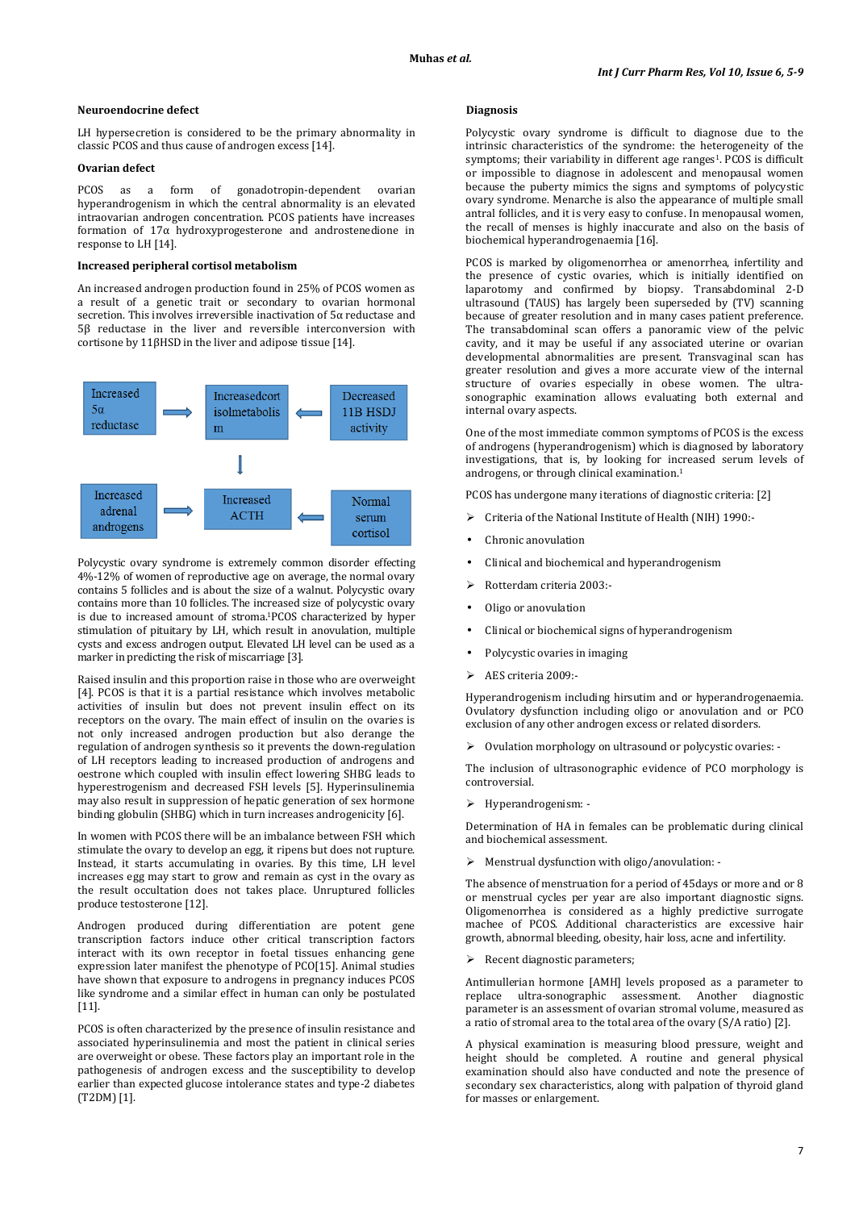### Neuroendocrine defect

LH hypersecretion is considered to be the primary abnormality in classic PCOS and thus cause of androgen excess [14].

### Ovarian defect

PCOS as a form of gonadotropin-dependent ovarian hyperandrogenism in which the central abnormality is an elevated intraovarian androgen concentration. PCOS patients have increases formation of 17α hydroxyprogesterone and androstenedione in response to LH [14].

### Increased peripheral cortisol metabolism

An increased androgen production found in 25% of PCOS women as a result of a genetic trait or secondary to ovarian hormonal secretion. This involves irreversible inactivation of 5α reductase and 5β reductase in the liver and reversible interconversion with cortisone by 11βHSD in the liver and adipose tissue [14].

Increased 5α reductase → Increasedcortisolmetabolism ← Decreased 11B HSDJ activity

↓

Increased adrenal androgens ← Increased ACTH ← Normal serum cortisol

Polycystic ovary syndrome is extremely common disorder effecting 4%-12% of women of reproductive age on average, the normal ovary contains 5 follicles and is about the size of a walnut. Polycystic ovary contains more than 10 follicles. The increased size of polycystic ovary is due to increased amount of stroma.[1] PCOS characterized by hyper stimulation of pituitary by LH, which result in anovulation, multiple cysts and excess androgen output. Elevated LH level can be used as a marker in predicting the risk of miscarriage [3].

Raised insulin and this proportion raise in those who are overweight [4]. PCOS is that it is a partial resistance which involves metabolic activities of insulin but does not prevent insulin effect on its receptors on the ovary. The main effect of insulin on the ovaries is not only increased androgen production but also derange the regulation of androgen synthesis so it prevents the down-regulation of LH receptors leading to increased production of androgens and oestrone which coupled with insulin effect lowering SHBG leads to hyperestrogenism and decreased FSH levels [5]. Hyperinsulinemia may also result in suppression of hepatic generation of sex hormone binding globulin (SHBG) which in turn increases androgenicity [6].

In women with PCOS there will be an imbalance between FSH which stimulate the ovary to develop an egg, it ripens but does not rupture. Instead, it starts accumulating in ovaries. By this time, LH level increases egg may start to grow and remain as cyst in the ovary as the result occultation does not takes place. Unruptured follicles produce testosterone [12].

Androgen produced during differentiation are potent gene transcription factors induce other critical transcription factors interact with its own receptor in foetal tissues enhancing gene expression later manifest the phenotype of PCO[15]. Animal studies have shown that exposure to androgens in pregnancy induces PCOS like syndrome and a similar effect in human can only be postulated [11].

PCOS is often characterized by the presence of insulin resistance and associated hyperinsulinemia and most the patient in clinical series are overweight or obese. These factors play an important role in the pathogenesis of androgen excess and the susceptibility to develop earlier than expected glucose intolerance states and type-2 diabetes (T2DM) [1].

### Diagnosis

Polycystic ovary syndrome is difficult to diagnose due to the intrinsic characteristics of the syndrome: the heterogeneity of the symptoms; their variability in different age groups[1]. PCOS is difficult or impossible to diagnose in adolescent and menopausal women because the puberty mimics the signs and symptoms of polycystic ovary syndrome. Menarche is also the appearance of multiple small antral follicles, and it is very easy to confuse. In menopausal women, the recall of menses is highly inaccurate and also on the basis of biochemical hyperandrogenaemia [16].

PCOS is marked by oligomenorrhea or amenorrhea, infertility and the presence of cystic ovaries, which is initially identified on laparotomy and confirmed by biopsy. Transabdominal 2-D ultrasound (TAUS) has largely been superseded by (TV) scanning because of greater resolution and in many cases patient preference. The transabdominal scan offers a panoramic view of the pelvic cavity, and it may be useful if any associated uterine or ovarian developmental abnormalities are present. Transvaginal scan has greater resolution and gives a more accurate view of the internal structure of ovaries especially in obese women. The ultra-sonographic examination allows evaluating both external and internal ovary aspects.

One of the most immediate common symptoms of PCOS is the excess of androgens (hyperandrogenism) which is diagnosed by laboratory investigations, that is, by looking for increased serum levels of androgens, or through clinical examination.[1]

PCOS has undergone many iterations of diagnostic criteria: [2]

- Criteria of the National Institute of Health (NIH) 1990:-
  - Chronic anovulation
  - Clinical and biochemical and hyperandrogenism
- Rotterdam criteria 2003:-
  - Oligo or anovulation
  - Clinical or biochemical signs of hyperandrogenism
  - Polycystic ovaries in imaging
- AES criteria 2009:-

Hyperandrogenism including hirsutim and or hyperandrogenaemia. Ovulatory dysfunction including oligo or anovulation and or PCO exclusion of any other androgen excess or related disorders.

- Ovulation morphology on ultrasound or polycystic ovaries: -

The inclusion of ultrasonographic evidence of PCO morphology is controversial.

- Hyperandrogenism: -

Determination of HA in females can be problematic during clinical and biochemical assessment.

- Menstrual dysfunction with oligo/anovulation: -

The absence of menstruation for a period of 45days or more and or 8 or menstrual cycles per year are also important diagnostic signs. Oligomenorrhea is considered as a highly predictive surrogate machee of PCOS. Additional characteristics are excessive hair growth, abnormal bleeding, obesity, hair loss, acne and infertility.

- Recent diagnostic parameters;

Antimullerian hormone [AMH] levels proposed as a parameter to replace ultra-sonographic assessment. Another diagnostic parameter is an assessment of ovarian stromal volume, measured as a ratio of stromal area to the total area of the ovary (S/A ratio) [2].

A physical examination is measuring blood pressure, weight and height should be completed. A routine and general physical examination should also have conducted and note the presence of secondary sex characteristics, along with palpation of thyroid gland for masses or enlargement.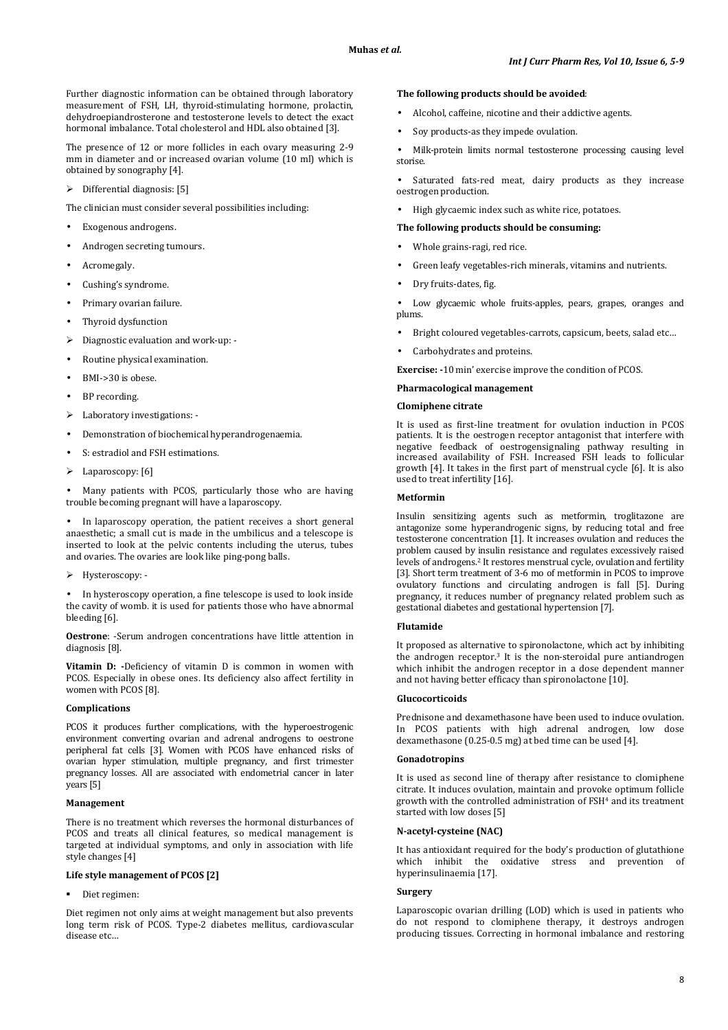Further diagnostic information can be obtained through laboratory measurement of FSH, LH, thyroid-stimulating hormone, prolactin, dehydroepiandrosterone and testosterone levels to detect the exact hormonal imbalance. Total cholesterol and HDL also obtained [3].

The presence of 12 or more follicles in each ovary measuring 2-9 mm in diameter and or increased ovarian volume (10 ml) which is obtained by sonography [4].

- Differential diagnosis: [5]

The clinician must consider several possibilities including:

- Exogenous androgens.
- Androgen secreting tumours.
- Acromegaly.
- Cushing's syndrome.
- Primary ovarian failure.
- Thyroid dysfunction

- Diagnostic evaluation and work-up: -

- Routine physical examination.
- BMI->30 is obese.
- BP recording.

- Laboratory investigations: -

- Demonstration of biochemical hyperandrogenaemia.
- S: estradiol and FSH estimations.

- Laparoscopy: [6]

- Many patients with PCOS, particularly those who are having trouble becoming pregnant will have a laparoscopy.
- In laparoscopy operation, the patient receives a short general anaesthetic; a small cut is made in the umbilicus and a telescope is inserted to look at the pelvic contents including the uterus, tubes and ovaries. The ovaries are look like ping-pong balls.

- Hysteroscopy: -

- In hysteroscopy operation, a fine telescope is used to look inside the cavity of womb. it is used for patients those who have abnormal bleeding [6].

**Oestrone**: -Serum androgen concentrations have little attention in diagnosis [8].

**Vitamin D: -**Deficiency of vitamin D is common in women with PCOS. Especially in obese ones. Its deficiency also affect fertility in women with PCOS [8].

### Complications

PCOS it produces further complications, with the hyperoestrogenic environment converting ovarian and adrenal androgens to oestrone peripheral fat cells [3]. Women with PCOS have enhanced risks of ovarian hyper stimulation, multiple pregnancy, and first trimester pregnancy losses. All are associated with endometrial cancer in later years [5]

### Management

There is no treatment which reverses the hormonal disturbances of PCOS and treats all clinical features, so medical management is targeted at individual symptoms, and only in association with life style changes [4]

### Life style management of PCOS [2]

- Diet regimen:

Diet regimen not only aims at weight management but also prevents long term risk of PCOS. Type-2 diabetes mellitus, cardiovascular disease etc…

**The following products should be avoided**:

- Alcohol, caffeine, nicotine and their addictive agents.
- Soy products-as they impede ovulation.
- Milk-protein limits normal testosterone processing causing level storise.
- Saturated fats-red meat, dairy products as they increase oestrogen production.
- High glycaemic index such as white rice, potatoes.

**The following products should be consuming:**

- Whole grains-ragi, red rice.
- Green leafy vegetables-rich minerals, vitamins and nutrients.
- Dry fruits-dates, fig.
- Low glycaemic whole fruits-apples, pears, grapes, oranges and plums.
- Bright coloured vegetables-carrots, capsicum, beets, salad etc…
- Carbohydrates and proteins.

**Exercise: -**10 min' exercise improve the condition of PCOS.

### Pharmacological management

#### Clomiphene citrate

It is used as first-line treatment for ovulation induction in PCOS patients. It is the oestrogen receptor antagonist that interfere with negative feedback of oestrogensignaling pathway resulting in increased availability of FSH. Increased FSH leads to follicular growth [4]. It takes in the first part of menstrual cycle [6]. It is also used to treat infertility [16].

#### Metformin

Insulin sensitizing agents such as metformin, troglitazone are antagonize some hyperandrogenic signs, by reducing total and free testosterone concentration [1]. It increases ovulation and reduces the problem caused by insulin resistance and regulates excessively raised levels of androgens.[2] It restores menstrual cycle, ovulation and fertility [3]. Short term treatment of 3-6 mo of metformin in PCOS to improve ovulatory functions and circulating androgen is fall [5]. During pregnancy, it reduces number of pregnancy related problem such as gestational diabetes and gestational hypertension [7].

#### Flutamide

It proposed as alternative to spironolactone, which act by inhibiting the androgen receptor.[3] It is the non-steroidal pure antiandrogen which inhibit the androgen receptor in a dose dependent manner and not having better efficacy than spironolactone [10].

#### Glucocorticoids

Prednisone and dexamethasone have been used to induce ovulation. In PCOS patients with high adrenal androgen, low dose dexamethasone (0.25-0.5 mg) at bed time can be used [4].

#### Gonadotropins

It is used as second line of therapy after resistance to clomiphene citrate. It induces ovulation, maintain and provoke optimum follicle growth with the controlled administration of FSH[4] and its treatment started with low doses [5]

#### N-acetyl-cysteine (NAC)

It has antioxidant required for the body's production of glutathione which inhibit the oxidative stress and prevention of hyperinsulinaemia [17].

#### Surgery

Laparoscopic ovarian drilling (LOD) which is used in patients who do not respond to clomiphene therapy, it destroys androgen producing tissues. Correcting in hormonal imbalance and restoring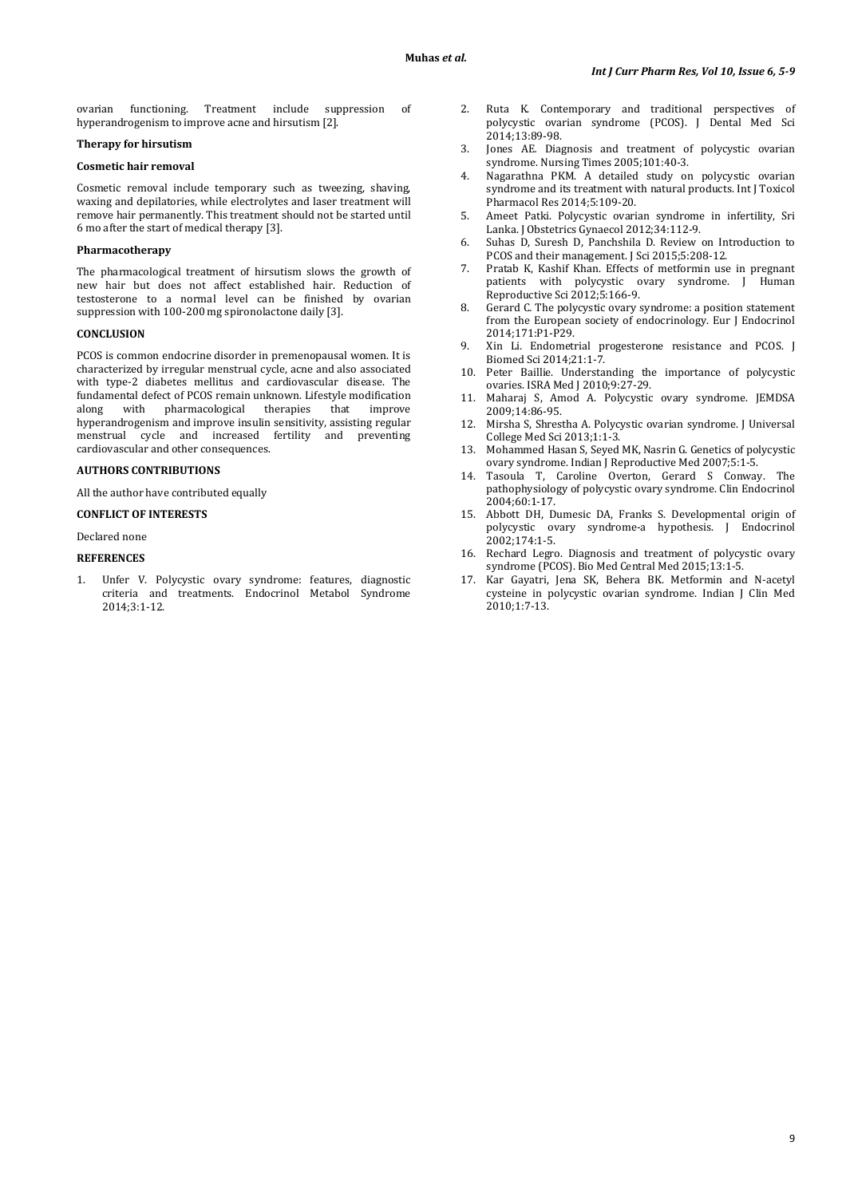ovarian functioning. Treatment include suppression of hyperandrogenism to improve acne and hirsutism [2].

### Therapy for hirsutism

#### Cosmetic hair removal

Cosmetic removal include temporary such as tweezing, shaving, waxing and depilatories, while electrolytes and laser treatment will remove hair permanently. This treatment should not be started until 6 mo after the start of medical therapy [3].

#### Pharmacotherapy

The pharmacological treatment of hirsutism slows the growth of new hair but does not affect established hair. Reduction of testosterone to a normal level can be finished by ovarian suppression with 100-200 mg spironolactone daily [3].

## CONCLUSION

PCOS is common endocrine disorder in premenopausal women. It is characterized by irregular menstrual cycle, acne and also associated with type-2 diabetes mellitus and cardiovascular disease. The fundamental defect of PCOS remain unknown. Lifestyle modification along with pharmacological therapies that improve hyperandrogenism and improve insulin sensitivity, assisting regular menstrual cycle and increased fertility and preventing cardiovascular and other consequences.

## AUTHORS CONTRIBUTIONS

All the author have contributed equally

## CONFLICT OF INTERESTS

Declared none

## REFERENCES

1. Unfer V. Polycystic ovary syndrome: features, diagnostic criteria and treatments. Endocrinol Metabol Syndrome 2014;3:1-12.
2. Ruta K. Contemporary and traditional perspectives of polycystic ovarian syndrome (PCOS). J Dental Med Sci 2014;13:89-98.
3. Jones AE. Diagnosis and treatment of polycystic ovarian syndrome. Nursing Times 2005;101:40-3.
4. Nagarathna PKM. A detailed study on polycystic ovarian syndrome and its treatment with natural products. Int J Toxicol Pharmacol Res 2014;5:109-20.
5. Ameet Patki. Polycystic ovarian syndrome in infertility, Sri Lanka. J Obstetrics Gynaecol 2012;34:112-9.
6. Suhas D, Suresh D, Panchshila D. Review on Introduction to PCOS and their management. J Sci 2015;5:208-12.
7. Pratab K, Kashif Khan. Effects of metformin use in pregnant patients with polycystic ovary syndrome. J Human Reproductive Sci 2012;5:166-9.
8. Gerard C. The polycystic ovary syndrome: a position statement from the European society of endocrinology. Eur J Endocrinol 2014;171:P1-P29.
9. Xin Li. Endometrial progesterone resistance and PCOS. J Biomed Sci 2014;21:1-7.
10. Peter Baillie. Understanding the importance of polycystic ovaries. ISRA Med J 2010;9:27-29.
11. Maharaj S, Amod A. Polycystic ovary syndrome. JEMDSA 2009;14:86-95.
12. Mirsha S, Shrestha A. Polycystic ovarian syndrome. J Universal College Med Sci 2013;1:1-3.
13. Mohammed Hasan S, Seyed MK, Nasrin G. Genetics of polycystic ovary syndrome. Indian J Reproductive Med 2007;5:1-5.
14. Tasoula T, Caroline Overton, Gerard S Conway. The pathophysiology of polycystic ovary syndrome. Clin Endocrinol 2004;60:1-17.
15. Abbott DH, Dumesic DA, Franks S. Developmental origin of polycystic ovary syndrome-a hypothesis. J Endocrinol 2002;174:1-5.
16. Rechard Legro. Diagnosis and treatment of polycystic ovary syndrome (PCOS). Bio Med Central Med 2015;13:1-5.
17. Kar Gayatri, Jena SK, Behera BK. Metformin and N-acetyl cysteine in polycystic ovarian syndrome. Indian J Clin Med 2010;1:7-13.